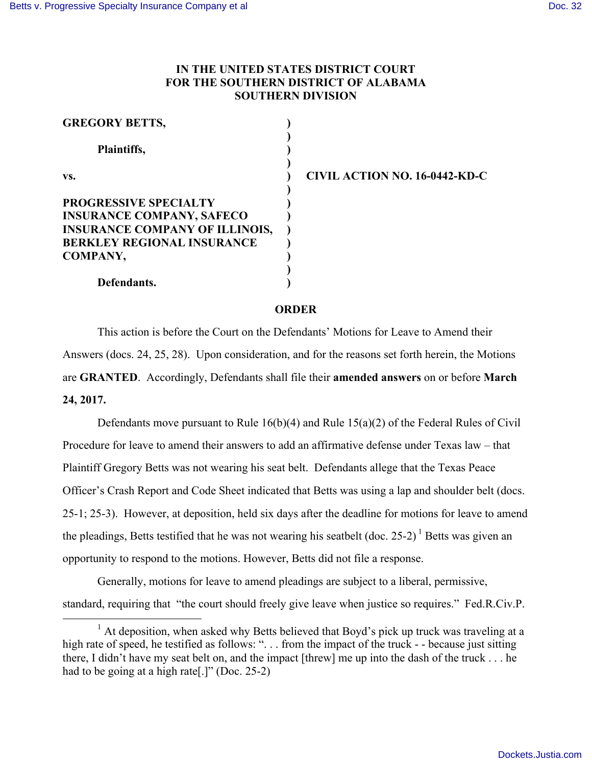**IN THE UNITED STATES DISTRICT COURT**
**FOR THE SOUTHERN DISTRICT OF ALABAMA**
**SOUTHERN DIVISION**

| | | |
|---|---|---|
| **GREGORY BETTS,** | ) | |
| | ) | |
| **Plaintiffs,** | ) | |
| | ) | |
| **vs.** | ) | **CIVIL ACTION NO. 16-0442-KD-C** |
| | ) | |
| **PROGRESSIVE SPECIALTY INSURANCE COMPANY, SAFECO INSURANCE COMPANY OF ILLINOIS, BERKLEY REGIONAL INSURANCE COMPANY,** | ) | |
| | ) | |
| **Defendants.** | ) | |

**ORDER**

This action is before the Court on the Defendants' Motions for Leave to Amend their Answers (docs. 24, 25, 28). Upon consideration, and for the reasons set forth herein, the Motions are **GRANTED**. Accordingly, Defendants shall file their **amended answers** on or before **March 24, 2017.**

Defendants move pursuant to Rule 16(b)(4) and Rule 15(a)(2) of the Federal Rules of Civil Procedure for leave to amend their answers to add an affirmative defense under Texas law – that Plaintiff Gregory Betts was not wearing his seat belt. Defendants allege that the Texas Peace Officer's Crash Report and Code Sheet indicated that Betts was using a lap and shoulder belt (docs. 25-1; 25-3). However, at deposition, held six days after the deadline for motions for leave to amend the pleadings, Betts testified that he was not wearing his seatbelt (doc. 25-2) [1] Betts was given an opportunity to respond to the motions. However, Betts did not file a response.

Generally, motions for leave to amend pleadings are subject to a liberal, permissive, standard, requiring that "the court should freely give leave when justice so requires." Fed.R.Civ.P.

---

[1] At deposition, when asked why Betts believed that Boyd's pick up truck was traveling at a high rate of speed, he testified as follows: ". . . from the impact of the truck - - because just sitting there, I didn't have my seat belt on, and the impact [threw] me up into the dash of the truck . . . he had to be going at a high rate[.]" (Doc. 25-2)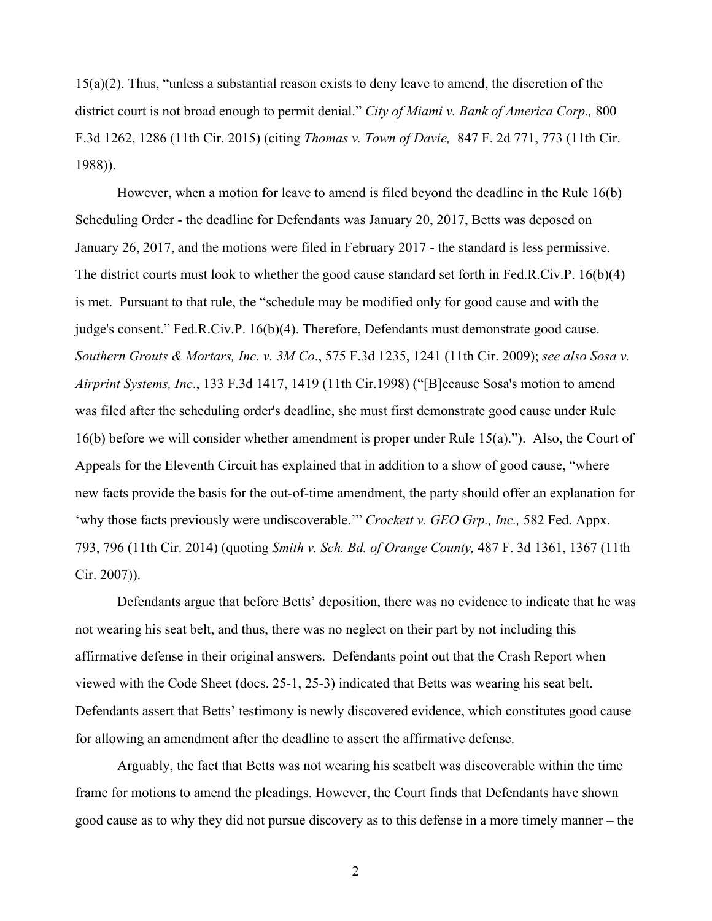15(a)(2). Thus, "unless a substantial reason exists to deny leave to amend, the discretion of the district court is not broad enough to permit denial." *City of Miami v. Bank of America Corp.,* 800 F.3d 1262, 1286 (11th Cir. 2015) (citing *Thomas v. Town of Davie,* 847 F. 2d 771, 773 (11th Cir. 1988)).

However, when a motion for leave to amend is filed beyond the deadline in the Rule 16(b) Scheduling Order - the deadline for Defendants was January 20, 2017, Betts was deposed on January 26, 2017, and the motions were filed in February 2017 - the standard is less permissive. The district courts must look to whether the good cause standard set forth in Fed.R.Civ.P. 16(b)(4) is met. Pursuant to that rule, the "schedule may be modified only for good cause and with the judge's consent." Fed.R.Civ.P. 16(b)(4). Therefore, Defendants must demonstrate good cause. *Southern Grouts & Mortars, Inc. v. 3M Co*., 575 F.3d 1235, 1241 (11th Cir. 2009); *see also Sosa v. Airprint Systems, Inc*., 133 F.3d 1417, 1419 (11th Cir.1998) ("[B]ecause Sosa's motion to amend was filed after the scheduling order's deadline, she must first demonstrate good cause under Rule 16(b) before we will consider whether amendment is proper under Rule 15(a)."). Also, the Court of Appeals for the Eleventh Circuit has explained that in addition to a show of good cause, "where new facts provide the basis for the out-of-time amendment, the party should offer an explanation for 'why those facts previously were undiscoverable.'" *Crockett v. GEO Grp., Inc.,* 582 Fed. Appx. 793, 796 (11th Cir. 2014) (quoting *Smith v. Sch. Bd. of Orange County,* 487 F. 3d 1361, 1367 (11th Cir. 2007)).

Defendants argue that before Betts' deposition, there was no evidence to indicate that he was not wearing his seat belt, and thus, there was no neglect on their part by not including this affirmative defense in their original answers. Defendants point out that the Crash Report when viewed with the Code Sheet (docs. 25-1, 25-3) indicated that Betts was wearing his seat belt. Defendants assert that Betts' testimony is newly discovered evidence, which constitutes good cause for allowing an amendment after the deadline to assert the affirmative defense.

Arguably, the fact that Betts was not wearing his seatbelt was discoverable within the time frame for motions to amend the pleadings. However, the Court finds that Defendants have shown good cause as to why they did not pursue discovery as to this defense in a more timely manner – the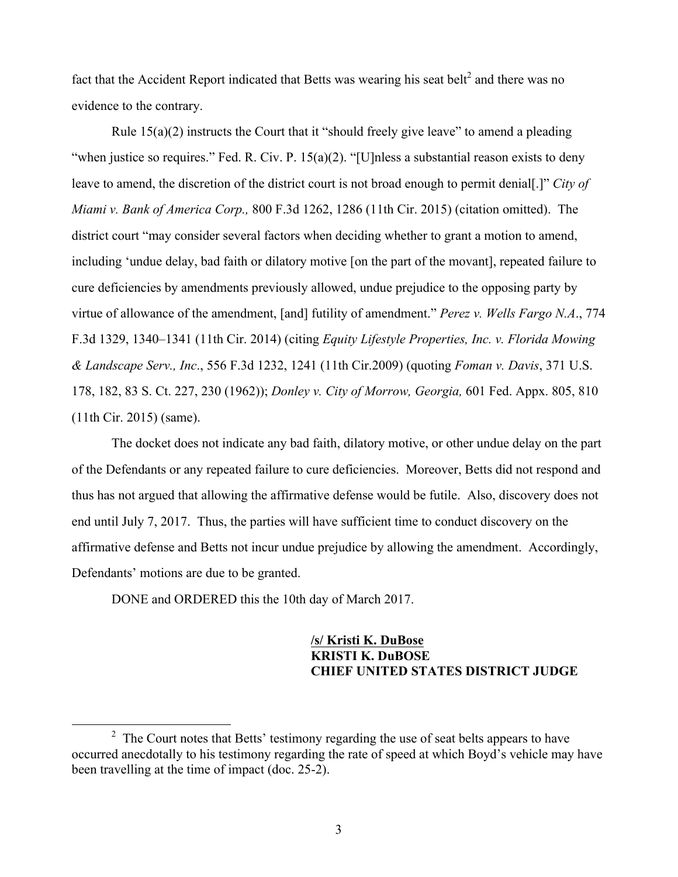fact that the Accident Report indicated that Betts was wearing his seat belt[2] and there was no evidence to the contrary.

Rule 15(a)(2) instructs the Court that it "should freely give leave" to amend a pleading "when justice so requires." Fed. R. Civ. P. 15(a)(2). "[U]nless a substantial reason exists to deny leave to amend, the discretion of the district court is not broad enough to permit denial[.]" *City of Miami v. Bank of America Corp.,* 800 F.3d 1262, 1286 (11th Cir. 2015) (citation omitted). The district court "may consider several factors when deciding whether to grant a motion to amend, including 'undue delay, bad faith or dilatory motive [on the part of the movant], repeated failure to cure deficiencies by amendments previously allowed, undue prejudice to the opposing party by virtue of allowance of the amendment, [and] futility of amendment." *Perez v. Wells Fargo N.A*., 774 F.3d 1329, 1340–1341 (11th Cir. 2014) (citing *Equity Lifestyle Properties, Inc. v. Florida Mowing & Landscape Serv., Inc*., 556 F.3d 1232, 1241 (11th Cir.2009) (quoting *Foman v. Davis*, 371 U.S. 178, 182, 83 S. Ct. 227, 230 (1962)); *Donley v. City of Morrow, Georgia,* 601 Fed. Appx. 805, 810 (11th Cir. 2015) (same).

The docket does not indicate any bad faith, dilatory motive, or other undue delay on the part of the Defendants or any repeated failure to cure deficiencies. Moreover, Betts did not respond and thus has not argued that allowing the affirmative defense would be futile. Also, discovery does not end until July 7, 2017. Thus, the parties will have sufficient time to conduct discovery on the affirmative defense and Betts not incur undue prejudice by allowing the amendment. Accordingly, Defendants' motions are due to be granted.

DONE and ORDERED this the 10th day of March 2017.

**/s/ Kristi K. DuBose**
**KRISTI K. DuBOSE**
**CHIEF UNITED STATES DISTRICT JUDGE**

[2] The Court notes that Betts' testimony regarding the use of seat belts appears to have occurred anecdotally to his testimony regarding the rate of speed at which Boyd's vehicle may have been travelling at the time of impact (doc. 25-2).